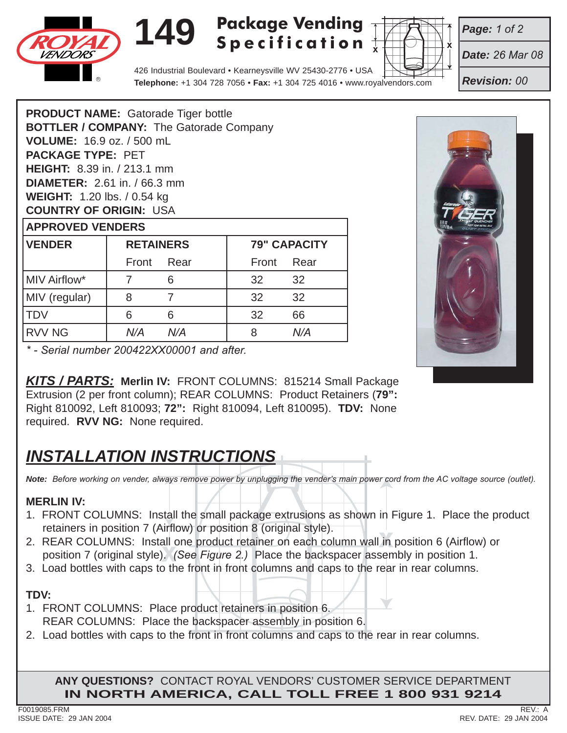# 149 Package Vending Specification

426 Industrial Boulevard • Kearneysville WV 25430-2776 • USA
**Telephone:** +1 304 728 7056 • **Fax:** +1 304 725 4016 • www.royalvendors.com

**Page:** 1 of 2
**Date:** 26 Mar 08
**Revision:** 00

**PRODUCT NAME:** Gatorade Tiger bottle
**BOTTLER / COMPANY:** The Gatorade Company
**VOLUME:** 16.9 oz. / 500 mL
**PACKAGE TYPE:** PET
**HEIGHT:** 8.39 in. / 213.1 mm
**DIAMETER:** 2.61 in. / 66.3 mm
**WEIGHT:** 1.20 lbs. / 0.54 kg
**COUNTRY OF ORIGIN:** USA

**APPROVED VENDERS**

| VENDER | RETAINERS | | 79" CAPACITY | |
|---|---|---|---|---|
| | Front | Rear | Front | Rear |
| MIV Airflow* | 7 | 6 | 32 | 32 |
| MIV (regular) | 8 | 7 | 32 | 32 |
| TDV | 6 | 6 | 32 | 66 |
| RVV NG | N/A | N/A | 8 | N/A |

*\* - Serial number 200422XX00001 and after.*

***KITS / PARTS:*** **Merlin IV:** FRONT COLUMNS: 815214 Small Package Extrusion (2 per front column); REAR COLUMNS: Product Retainers (**79":** Right 810092, Left 810093; **72":** Right 810094, Left 810095). **TDV:** None required. **RVV NG:** None required.

## *INSTALLATION INSTRUCTIONS*

***Note:*** *Before working on vender, always remove power by unplugging the vender's main power cord from the AC voltage source (outlet).*

**MERLIN IV:**

1. FRONT COLUMNS: Install the small package extrusions as shown in Figure 1. Place the product retainers in position 7 (Airflow) or position 8 (original style).
2. REAR COLUMNS: Install one product retainer on each column wall in position 6 (Airflow) or position 7 (original style). *(See Figure 2.)* Place the backspacer assembly in position 1.
3. Load bottles with caps to the front in front columns and caps to the rear in rear columns.

**TDV:**

1. FRONT COLUMNS: Place product retainers in position 6.
   REAR COLUMNS: Place the backspacer assembly in position 6.
2. Load bottles with caps to the front in front columns and caps to the rear in rear columns.

**ANY QUESTIONS?** CONTACT ROYAL VENDORS' CUSTOMER SERVICE DEPARTMENT
**IN NORTH AMERICA, CALL TOLL FREE 1 800 931 9214**

F0019085.FRM
ISSUE DATE: 29 JAN 2004
REV.: A
REV. DATE: 29 JAN 2004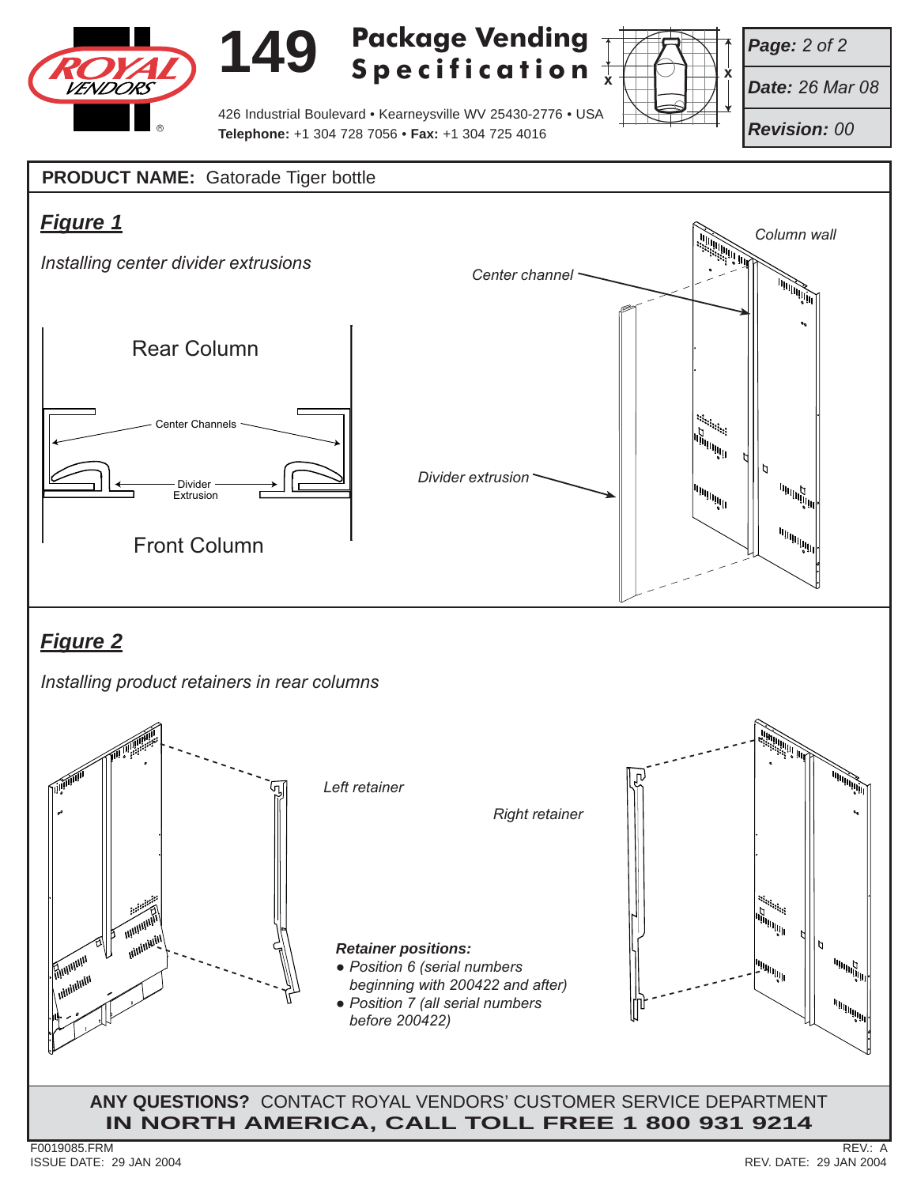# 149 Package Vending Specification

426 Industrial Boulevard • Kearneysville WV 25430-2776 • USA
**Telephone:** +1 304 728 7056 • **Fax:** +1 304 725 4016

***Page:*** *2 of 2*
***Date:*** *26 Mar 08*
***Revision:*** *00*

**PRODUCT NAME:** Gatorade Tiger bottle

## *Figure 1*

*Installing center divider extrusions*

Rear Column

Center Channels

Divider Extrusion

Front Column

*Column wall*

*Center channel*

*Divider extrusion*

## *Figure 2*

*Installing product retainers in rear columns*

*Left retainer*

*Right retainer*

***Retainer positions:***

- *Position 6 (serial numbers beginning with 200422 and after)*
- *Position 7 (all serial numbers before 200422)*

**ANY QUESTIONS?** CONTACT ROYAL VENDORS' CUSTOMER SERVICE DEPARTMENT
**IN NORTH AMERICA, CALL TOLL FREE 1 800 931 9214**

F0019085.FRM
ISSUE DATE: 29 JAN 2004

REV.: A
REV. DATE: 29 JAN 2004